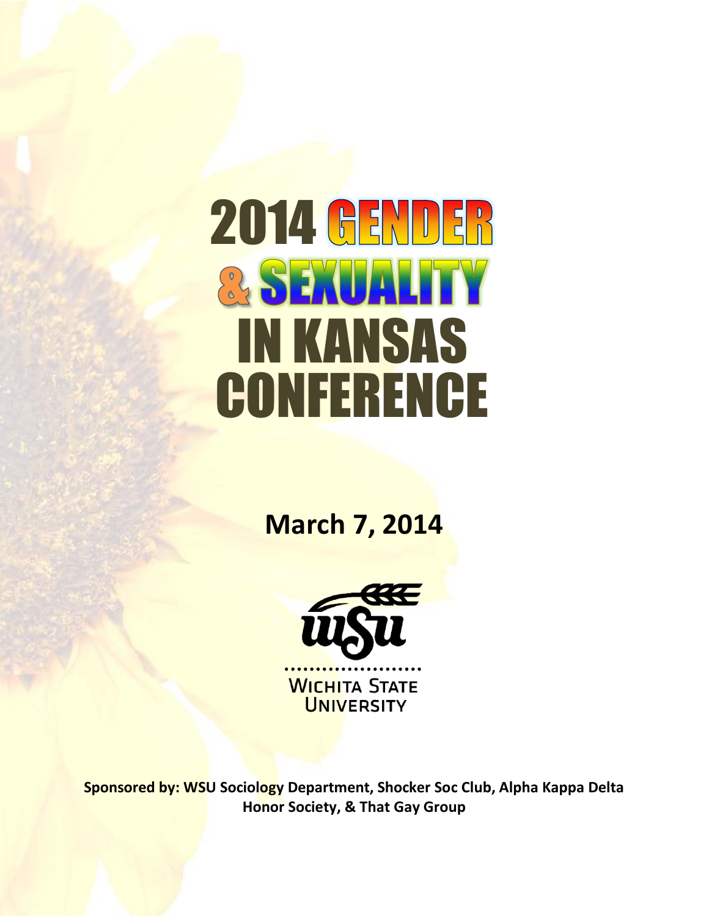# 2014 GENDER & SEXUALITY IN KANSAS CONFERENCE

**March 7, 2014**

WICHITA STATE UNIVERSITY

**Sponsored by: WSU Sociology Department, Shocker Soc Club, Alpha Kappa Delta Honor Society, & That Gay Group**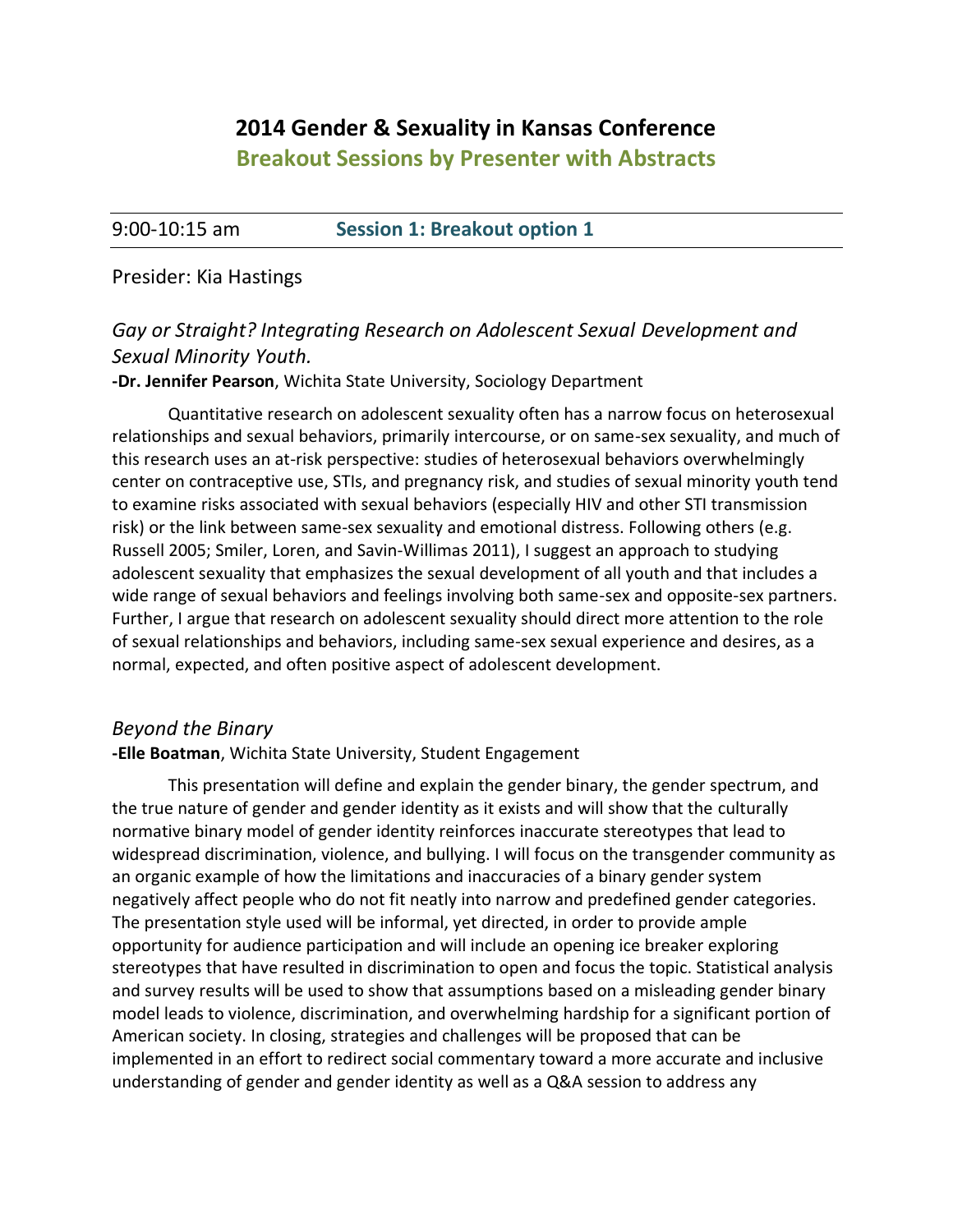# 2014 Gender & Sexuality in Kansas Conference

## Breakout Sessions by Presenter with Abstracts

9:00-10:15 am **Session 1: Breakout option 1**

Presider: Kia Hastings

### *Gay or Straight? Integrating Research on Adolescent Sexual Development and Sexual Minority Youth.*

**-Dr. Jennifer Pearson**, Wichita State University, Sociology Department

Quantitative research on adolescent sexuality often has a narrow focus on heterosexual relationships and sexual behaviors, primarily intercourse, or on same-sex sexuality, and much of this research uses an at-risk perspective: studies of heterosexual behaviors overwhelmingly center on contraceptive use, STIs, and pregnancy risk, and studies of sexual minority youth tend to examine risks associated with sexual behaviors (especially HIV and other STI transmission risk) or the link between same-sex sexuality and emotional distress. Following others (e.g. Russell 2005; Smiler, Loren, and Savin-Willimas 2011), I suggest an approach to studying adolescent sexuality that emphasizes the sexual development of all youth and that includes a wide range of sexual behaviors and feelings involving both same-sex and opposite-sex partners. Further, I argue that research on adolescent sexuality should direct more attention to the role of sexual relationships and behaviors, including same-sex sexual experience and desires, as a normal, expected, and often positive aspect of adolescent development.

### *Beyond the Binary*

**-Elle Boatman**, Wichita State University, Student Engagement

This presentation will define and explain the gender binary, the gender spectrum, and the true nature of gender and gender identity as it exists and will show that the culturally normative binary model of gender identity reinforces inaccurate stereotypes that lead to widespread discrimination, violence, and bullying. I will focus on the transgender community as an organic example of how the limitations and inaccuracies of a binary gender system negatively affect people who do not fit neatly into narrow and predefined gender categories. The presentation style used will be informal, yet directed, in order to provide ample opportunity for audience participation and will include an opening ice breaker exploring stereotypes that have resulted in discrimination to open and focus the topic. Statistical analysis and survey results will be used to show that assumptions based on a misleading gender binary model leads to violence, discrimination, and overwhelming hardship for a significant portion of American society. In closing, strategies and challenges will be proposed that can be implemented in an effort to redirect social commentary toward a more accurate and inclusive understanding of gender and gender identity as well as a Q&A session to address any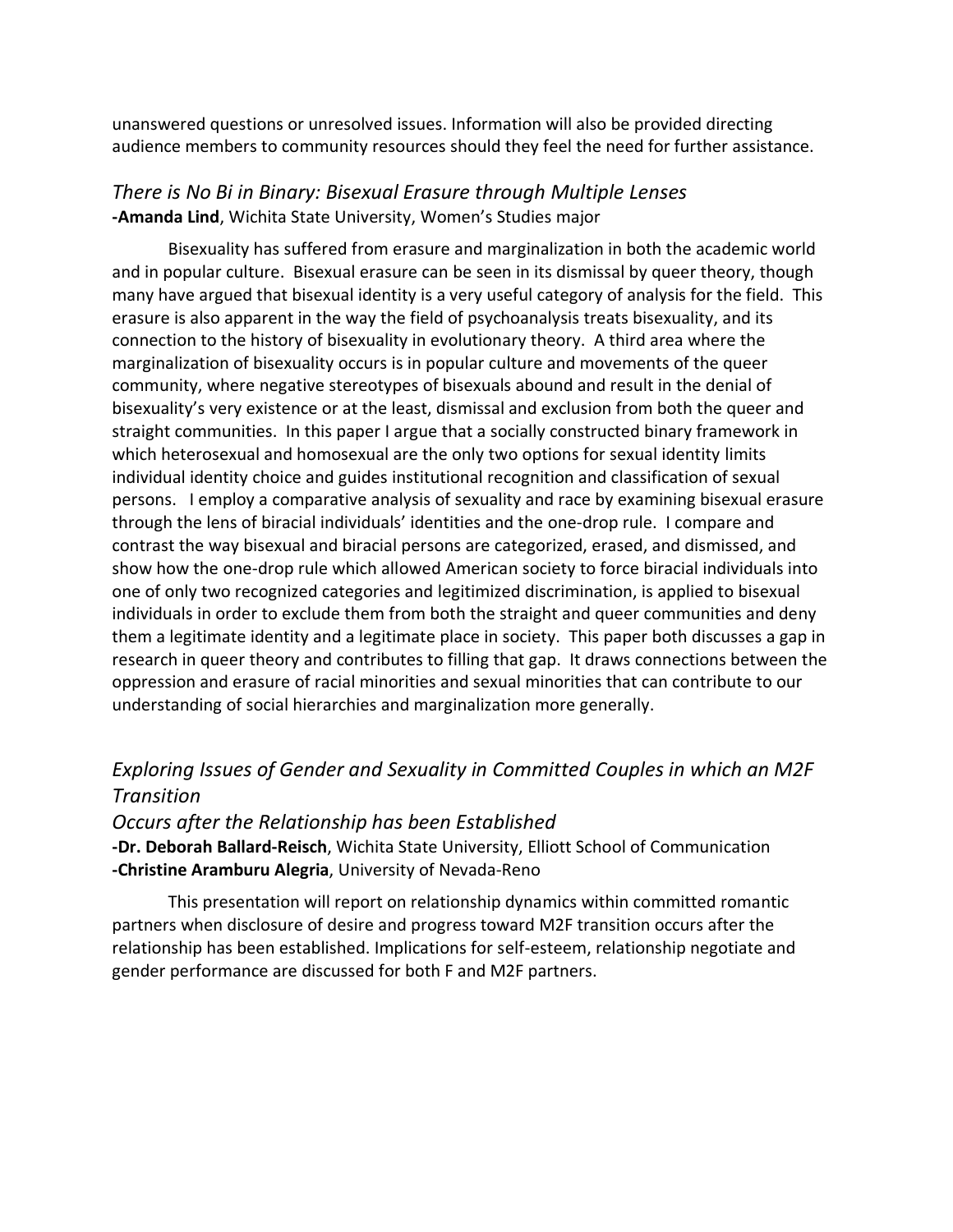unanswered questions or unresolved issues. Information will also be provided directing audience members to community resources should they feel the need for further assistance.

### *There is No Bi in Binary: Bisexual Erasure through Multiple Lenses*

**-Amanda Lind**, Wichita State University, Women's Studies major

Bisexuality has suffered from erasure and marginalization in both the academic world and in popular culture. Bisexual erasure can be seen in its dismissal by queer theory, though many have argued that bisexual identity is a very useful category of analysis for the field. This erasure is also apparent in the way the field of psychoanalysis treats bisexuality, and its connection to the history of bisexuality in evolutionary theory. A third area where the marginalization of bisexuality occurs is in popular culture and movements of the queer community, where negative stereotypes of bisexuals abound and result in the denial of bisexuality's very existence or at the least, dismissal and exclusion from both the queer and straight communities. In this paper I argue that a socially constructed binary framework in which heterosexual and homosexual are the only two options for sexual identity limits individual identity choice and guides institutional recognition and classification of sexual persons. I employ a comparative analysis of sexuality and race by examining bisexual erasure through the lens of biracial individuals' identities and the one-drop rule. I compare and contrast the way bisexual and biracial persons are categorized, erased, and dismissed, and show how the one-drop rule which allowed American society to force biracial individuals into one of only two recognized categories and legitimized discrimination, is applied to bisexual individuals in order to exclude them from both the straight and queer communities and deny them a legitimate identity and a legitimate place in society. This paper both discusses a gap in research in queer theory and contributes to filling that gap. It draws connections between the oppression and erasure of racial minorities and sexual minorities that can contribute to our understanding of social hierarchies and marginalization more generally.

### *Exploring Issues of Gender and Sexuality in Committed Couples in which an M2F Transition Occurs after the Relationship has been Established*

**-Dr. Deborah Ballard-Reisch**, Wichita State University, Elliott School of Communication
**-Christine Aramburu Alegria**, University of Nevada-Reno

This presentation will report on relationship dynamics within committed romantic partners when disclosure of desire and progress toward M2F transition occurs after the relationship has been established. Implications for self-esteem, relationship negotiate and gender performance are discussed for both F and M2F partners.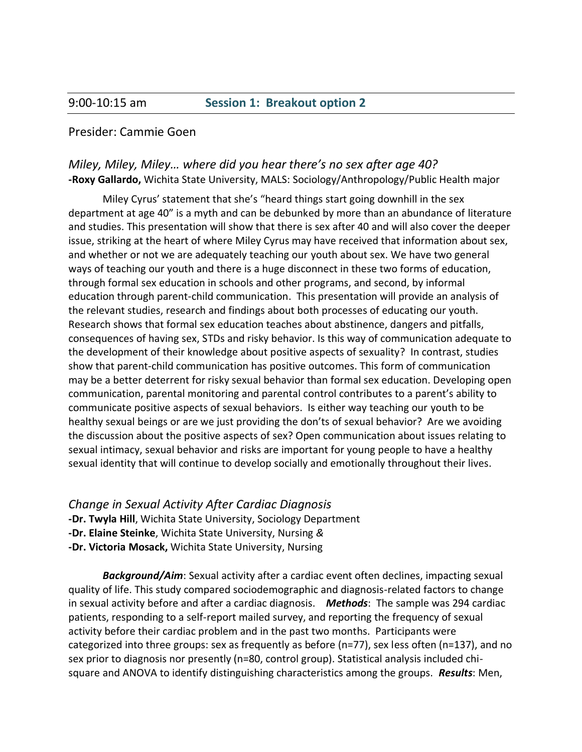## 9:00-10:15 am **Session 1: Breakout option 2**

Presider: Cammie Goen

### *Miley, Miley, Miley… where did you hear there's no sex after age 40?*

**-Roxy Gallardo,** Wichita State University, MALS: Sociology/Anthropology/Public Health major

Miley Cyrus' statement that she's "heard things start going downhill in the sex department at age 40" is a myth and can be debunked by more than an abundance of literature and studies. This presentation will show that there is sex after 40 and will also cover the deeper issue, striking at the heart of where Miley Cyrus may have received that information about sex, and whether or not we are adequately teaching our youth about sex. We have two general ways of teaching our youth and there is a huge disconnect in these two forms of education, through formal sex education in schools and other programs, and second, by informal education through parent-child communication. This presentation will provide an analysis of the relevant studies, research and findings about both processes of educating our youth. Research shows that formal sex education teaches about abstinence, dangers and pitfalls, consequences of having sex, STDs and risky behavior. Is this way of communication adequate to the development of their knowledge about positive aspects of sexuality? In contrast, studies show that parent-child communication has positive outcomes. This form of communication may be a better deterrent for risky sexual behavior than formal sex education. Developing open communication, parental monitoring and parental control contributes to a parent's ability to communicate positive aspects of sexual behaviors. Is either way teaching our youth to be healthy sexual beings or are we just providing the don'ts of sexual behavior? Are we avoiding the discussion about the positive aspects of sex? Open communication about issues relating to sexual intimacy, sexual behavior and risks are important for young people to have a healthy sexual identity that will continue to develop socially and emotionally throughout their lives.

### *Change in Sexual Activity After Cardiac Diagnosis*

**-Dr. Twyla Hill**, Wichita State University, Sociology Department
**-Dr. Elaine Steinke**, Wichita State University, Nursing *&*
**-Dr. Victoria Mosack,** Wichita State University, Nursing

***Background/Aim***: Sexual activity after a cardiac event often declines, impacting sexual quality of life. This study compared sociodemographic and diagnosis-related factors to change in sexual activity before and after a cardiac diagnosis. ***Methods***: The sample was 294 cardiac patients, responding to a self-report mailed survey, and reporting the frequency of sexual activity before their cardiac problem and in the past two months. Participants were categorized into three groups: sex as frequently as before (n=77), sex less often (n=137), and no sex prior to diagnosis nor presently (n=80, control group). Statistical analysis included chi-square and ANOVA to identify distinguishing characteristics among the groups. ***Results***: Men,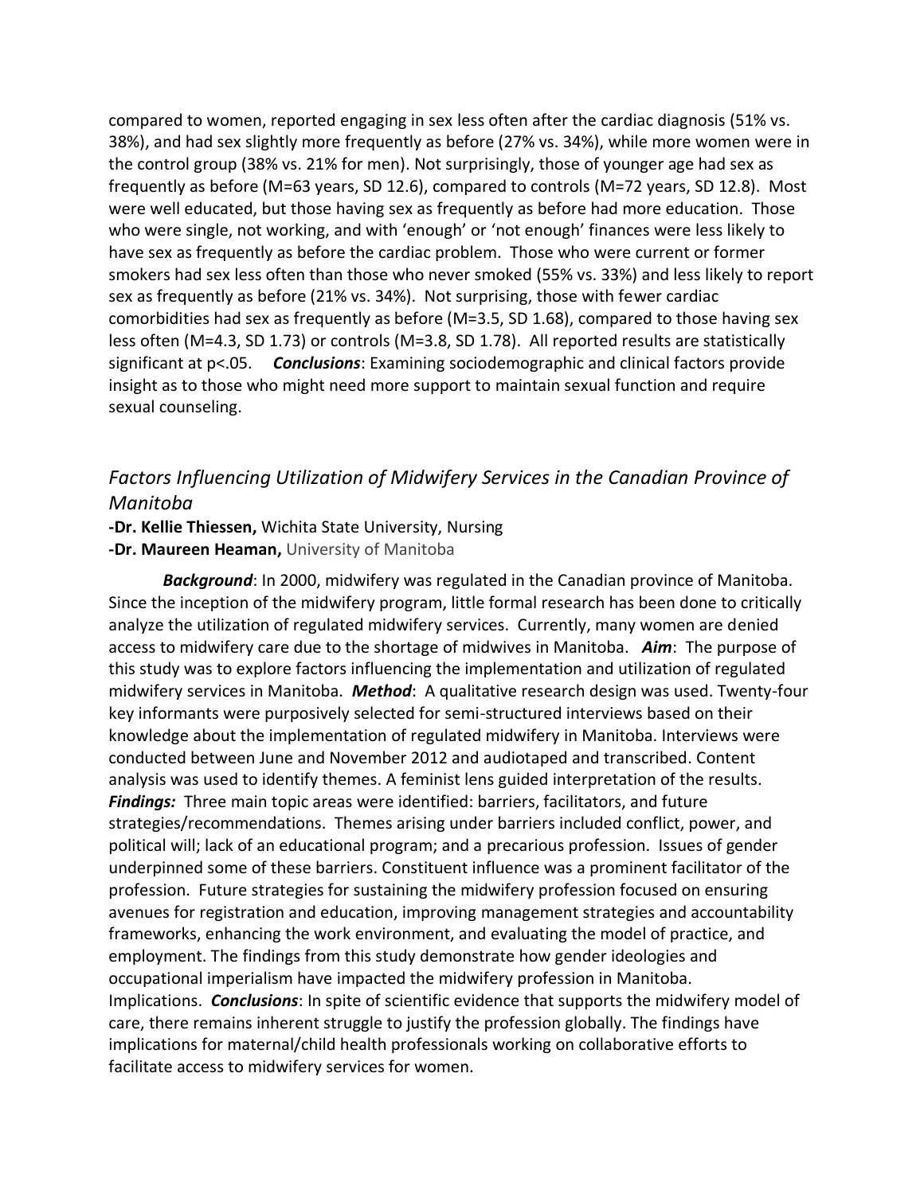compared to women, reported engaging in sex less often after the cardiac diagnosis (51% vs. 38%), and had sex slightly more frequently as before (27% vs. 34%), while more women were in the control group (38% vs. 21% for men). Not surprisingly, those of younger age had sex as frequently as before (M=63 years, SD 12.6), compared to controls (M=72 years, SD 12.8). Most were well educated, but those having sex as frequently as before had more education. Those who were single, not working, and with 'enough' or 'not enough' finances were less likely to have sex as frequently as before the cardiac problem. Those who were current or former smokers had sex less often than those who never smoked (55% vs. 33%) and less likely to report sex as frequently as before (21% vs. 34%). Not surprising, those with fewer cardiac comorbidities had sex as frequently as before (M=3.5, SD 1.68), compared to those having sex less often (M=4.3, SD 1.73) or controls (M=3.8, SD 1.78). All reported results are statistically significant at $p<.05$. ***Conclusions***: Examining sociodemographic and clinical factors provide insight as to those who might need more support to maintain sexual function and require sexual counseling.

## *Factors Influencing Utilization of Midwifery Services in the Canadian Province of Manitoba*

**-Dr. Kellie Thiessen,** Wichita State University, Nursing
**-Dr. Maureen Heaman,** University of Manitoba

***Background***: In 2000, midwifery was regulated in the Canadian province of Manitoba. Since the inception of the midwifery program, little formal research has been done to critically analyze the utilization of regulated midwifery services. Currently, many women are denied access to midwifery care due to the shortage of midwives in Manitoba. ***Aim***: The purpose of this study was to explore factors influencing the implementation and utilization of regulated midwifery services in Manitoba. ***Method***: A qualitative research design was used. Twenty-four key informants were purposively selected for semi-structured interviews based on their knowledge about the implementation of regulated midwifery in Manitoba. Interviews were conducted between June and November 2012 and audiotaped and transcribed. Content analysis was used to identify themes. A feminist lens guided interpretation of the results. ***Findings:*** Three main topic areas were identified: barriers, facilitators, and future strategies/recommendations. Themes arising under barriers included conflict, power, and political will; lack of an educational program; and a precarious profession. Issues of gender underpinned some of these barriers. Constituent influence was a prominent facilitator of the profession. Future strategies for sustaining the midwifery profession focused on ensuring avenues for registration and education, improving management strategies and accountability frameworks, enhancing the work environment, and evaluating the model of practice, and employment. The findings from this study demonstrate how gender ideologies and occupational imperialism have impacted the midwifery profession in Manitoba. Implications. ***Conclusions***: In spite of scientific evidence that supports the midwifery model of care, there remains inherent struggle to justify the profession globally. The findings have implications for maternal/child health professionals working on collaborative efforts to facilitate access to midwifery services for women.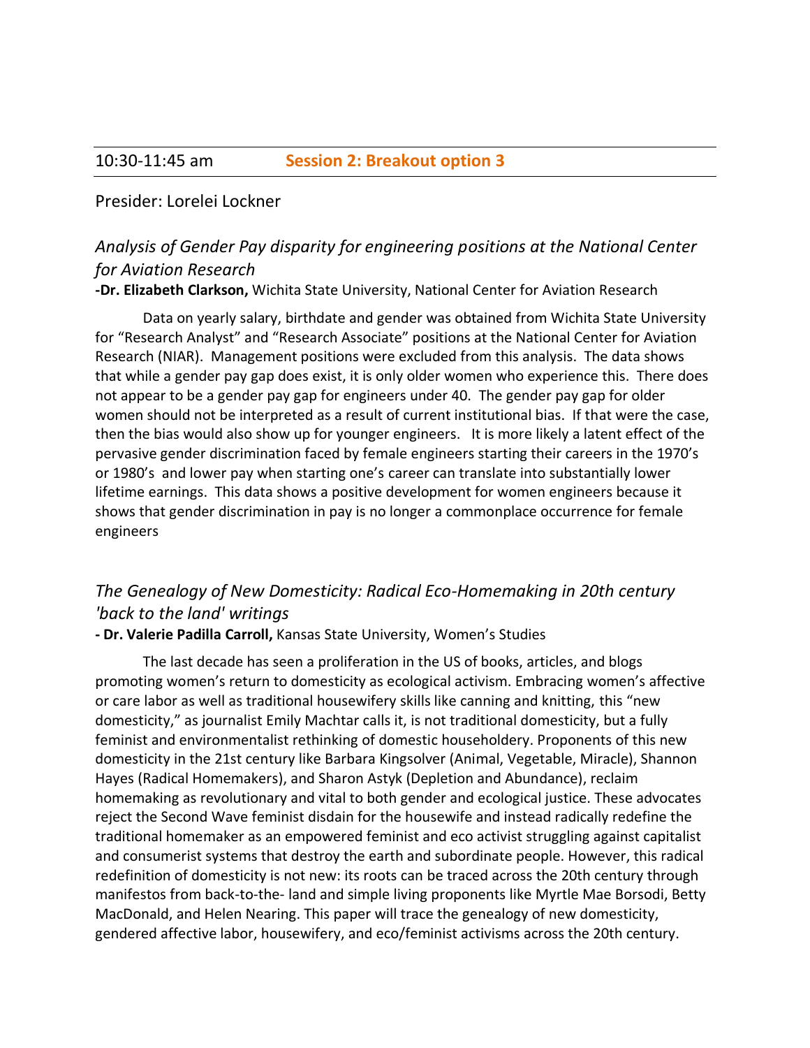10:30-11:45 am **Session 2: Breakout option 3**

Presider: Lorelei Lockner

### *Analysis of Gender Pay disparity for engineering positions at the National Center for Aviation Research*

**-Dr. Elizabeth Clarkson,** Wichita State University, National Center for Aviation Research

Data on yearly salary, birthdate and gender was obtained from Wichita State University for "Research Analyst" and "Research Associate" positions at the National Center for Aviation Research (NIAR). Management positions were excluded from this analysis. The data shows that while a gender pay gap does exist, it is only older women who experience this. There does not appear to be a gender pay gap for engineers under 40. The gender pay gap for older women should not be interpreted as a result of current institutional bias. If that were the case, then the bias would also show up for younger engineers. It is more likely a latent effect of the pervasive gender discrimination faced by female engineers starting their careers in the 1970's or 1980's and lower pay when starting one's career can translate into substantially lower lifetime earnings. This data shows a positive development for women engineers because it shows that gender discrimination in pay is no longer a commonplace occurrence for female engineers

### *The Genealogy of New Domesticity: Radical Eco-Homemaking in 20th century 'back to the land' writings*

**- Dr. Valerie Padilla Carroll,** Kansas State University, Women's Studies

The last decade has seen a proliferation in the US of books, articles, and blogs promoting women's return to domesticity as ecological activism. Embracing women's affective or care labor as well as traditional housewifery skills like canning and knitting, this "new domesticity," as journalist Emily Machtar calls it, is not traditional domesticity, but a fully feminist and environmentalist rethinking of domestic householdery. Proponents of this new domesticity in the 21st century like Barbara Kingsolver (Animal, Vegetable, Miracle), Shannon Hayes (Radical Homemakers), and Sharon Astyk (Depletion and Abundance), reclaim homemaking as revolutionary and vital to both gender and ecological justice. These advocates reject the Second Wave feminist disdain for the housewife and instead radically redefine the traditional homemaker as an empowered feminist and eco activist struggling against capitalist and consumerist systems that destroy the earth and subordinate people. However, this radical redefinition of domesticity is not new: its roots can be traced across the 20th century through manifestos from back-to-the- land and simple living proponents like Myrtle Mae Borsodi, Betty MacDonald, and Helen Nearing. This paper will trace the genealogy of new domesticity, gendered affective labor, housewifery, and eco/feminist activisms across the 20th century.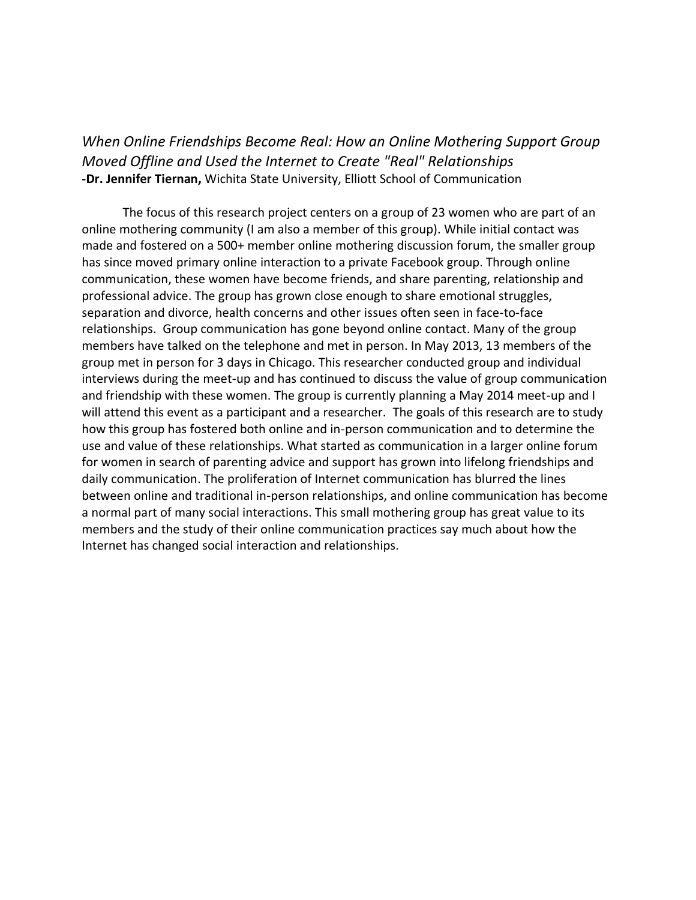### *When Online Friendships Become Real: How an Online Mothering Support Group Moved Offline and Used the Internet to Create "Real" Relationships*

**-Dr. Jennifer Tiernan,** Wichita State University, Elliott School of Communication

The focus of this research project centers on a group of 23 women who are part of an online mothering community (I am also a member of this group). While initial contact was made and fostered on a 500+ member online mothering discussion forum, the smaller group has since moved primary online interaction to a private Facebook group. Through online communication, these women have become friends, and share parenting, relationship and professional advice. The group has grown close enough to share emotional struggles, separation and divorce, health concerns and other issues often seen in face-to-face relationships. Group communication has gone beyond online contact. Many of the group members have talked on the telephone and met in person. In May 2013, 13 members of the group met in person for 3 days in Chicago. This researcher conducted group and individual interviews during the meet-up and has continued to discuss the value of group communication and friendship with these women. The group is currently planning a May 2014 meet-up and I will attend this event as a participant and a researcher. The goals of this research are to study how this group has fostered both online and in-person communication and to determine the use and value of these relationships. What started as communication in a larger online forum for women in search of parenting advice and support has grown into lifelong friendships and daily communication. The proliferation of Internet communication has blurred the lines between online and traditional in-person relationships, and online communication has become a normal part of many social interactions. This small mothering group has great value to its members and the study of their online communication practices say much about how the Internet has changed social interaction and relationships.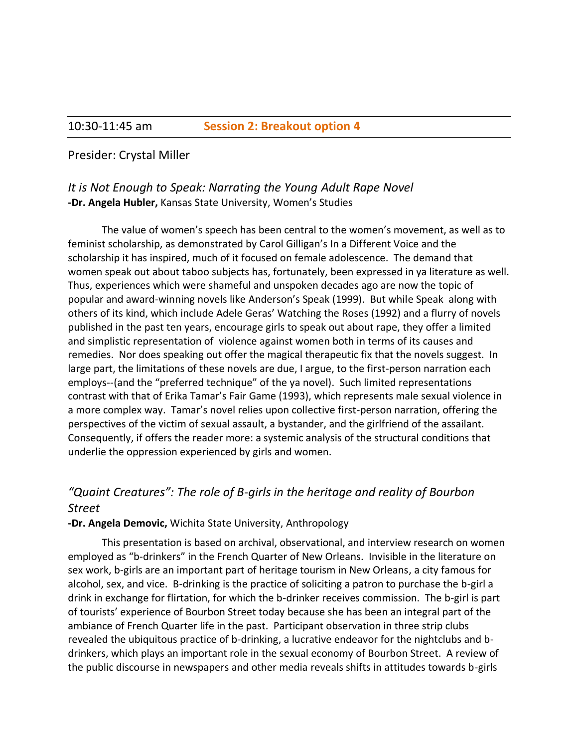10:30-11:45 am **Session 2: Breakout option 4**

Presider: Crystal Miller

### *It is Not Enough to Speak: Narrating the Young Adult Rape Novel*

**-Dr. Angela Hubler,** Kansas State University, Women's Studies

The value of women's speech has been central to the women's movement, as well as to feminist scholarship, as demonstrated by Carol Gilligan's In a Different Voice and the scholarship it has inspired, much of it focused on female adolescence. The demand that women speak out about taboo subjects has, fortunately, been expressed in ya literature as well. Thus, experiences which were shameful and unspoken decades ago are now the topic of popular and award-winning novels like Anderson's Speak (1999). But while Speak along with others of its kind, which include Adele Geras' Watching the Roses (1992) and a flurry of novels published in the past ten years, encourage girls to speak out about rape, they offer a limited and simplistic representation of violence against women both in terms of its causes and remedies. Nor does speaking out offer the magical therapeutic fix that the novels suggest. In large part, the limitations of these novels are due, I argue, to the first-person narration each employs--(and the "preferred technique" of the ya novel). Such limited representations contrast with that of Erika Tamar's Fair Game (1993), which represents male sexual violence in a more complex way. Tamar's novel relies upon collective first-person narration, offering the perspectives of the victim of sexual assault, a bystander, and the girlfriend of the assailant. Consequently, if offers the reader more: a systemic analysis of the structural conditions that underlie the oppression experienced by girls and women.

### *"Quaint Creatures": The role of B-girls in the heritage and reality of Bourbon Street*

**-Dr. Angela Demovic,** Wichita State University, Anthropology

This presentation is based on archival, observational, and interview research on women employed as "b-drinkers" in the French Quarter of New Orleans. Invisible in the literature on sex work, b-girls are an important part of heritage tourism in New Orleans, a city famous for alcohol, sex, and vice. B-drinking is the practice of soliciting a patron to purchase the b-girl a drink in exchange for flirtation, for which the b-drinker receives commission. The b-girl is part of tourists' experience of Bourbon Street today because she has been an integral part of the ambiance of French Quarter life in the past. Participant observation in three strip clubs revealed the ubiquitous practice of b-drinking, a lucrative endeavor for the nightclubs and b-drinkers, which plays an important role in the sexual economy of Bourbon Street. A review of the public discourse in newspapers and other media reveals shifts in attitudes towards b-girls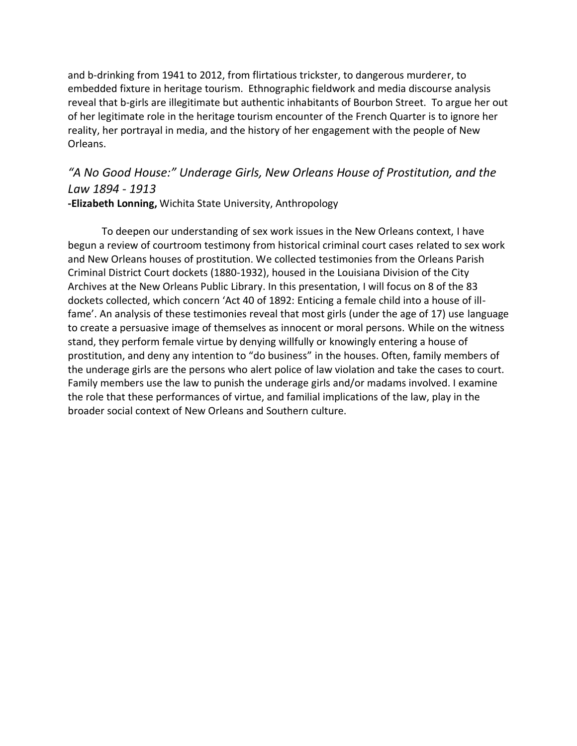and b-drinking from 1941 to 2012, from flirtatious trickster, to dangerous murderer, to embedded fixture in heritage tourism. Ethnographic fieldwork and media discourse analysis reveal that b-girls are illegitimate but authentic inhabitants of Bourbon Street. To argue her out of her legitimate role in the heritage tourism encounter of the French Quarter is to ignore her reality, her portrayal in media, and the history of her engagement with the people of New Orleans.

### *"A No Good House:" Underage Girls, New Orleans House of Prostitution, and the Law 1894 - 1913*

**-Elizabeth Lonning,** Wichita State University, Anthropology

To deepen our understanding of sex work issues in the New Orleans context, I have begun a review of courtroom testimony from historical criminal court cases related to sex work and New Orleans houses of prostitution. We collected testimonies from the Orleans Parish Criminal District Court dockets (1880-1932), housed in the Louisiana Division of the City Archives at the New Orleans Public Library. In this presentation, I will focus on 8 of the 83 dockets collected, which concern 'Act 40 of 1892: Enticing a female child into a house of ill-fame'. An analysis of these testimonies reveal that most girls (under the age of 17) use language to create a persuasive image of themselves as innocent or moral persons. While on the witness stand, they perform female virtue by denying willfully or knowingly entering a house of prostitution, and deny any intention to "do business" in the houses. Often, family members of the underage girls are the persons who alert police of law violation and take the cases to court. Family members use the law to punish the underage girls and/or madams involved. I examine the role that these performances of virtue, and familial implications of the law, play in the broader social context of New Orleans and Southern culture.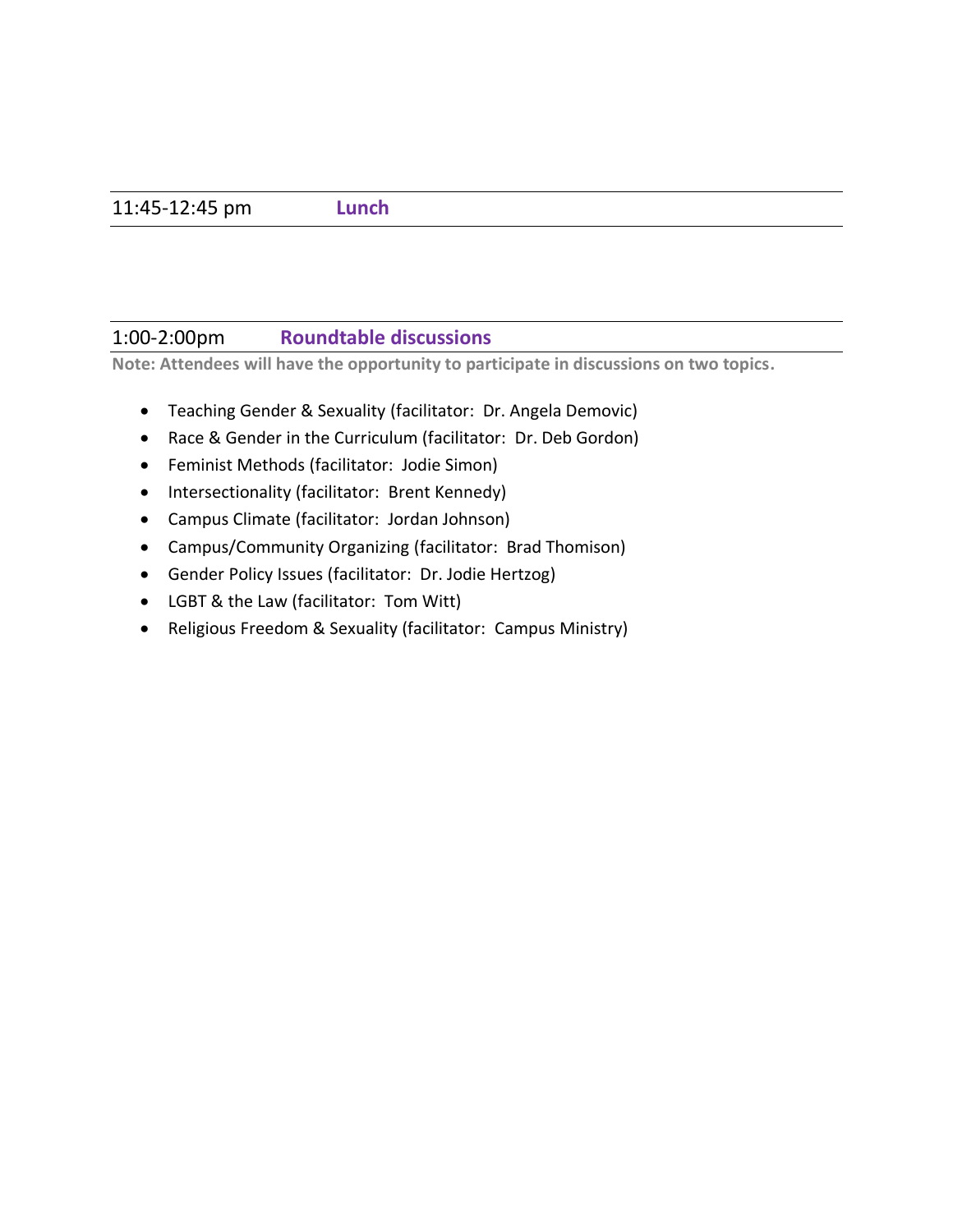11:45-12:45 pm **Lunch**

1:00-2:00pm **Roundtable discussions**

**Note: Attendees will have the opportunity to participate in discussions on two topics.**

- Teaching Gender & Sexuality (facilitator: Dr. Angela Demovic)
- Race & Gender in the Curriculum (facilitator: Dr. Deb Gordon)
- Feminist Methods (facilitator: Jodie Simon)
- Intersectionality (facilitator: Brent Kennedy)
- Campus Climate (facilitator: Jordan Johnson)
- Campus/Community Organizing (facilitator: Brad Thomison)
- Gender Policy Issues (facilitator: Dr. Jodie Hertzog)
- LGBT & the Law (facilitator: Tom Witt)
- Religious Freedom & Sexuality (facilitator: Campus Ministry)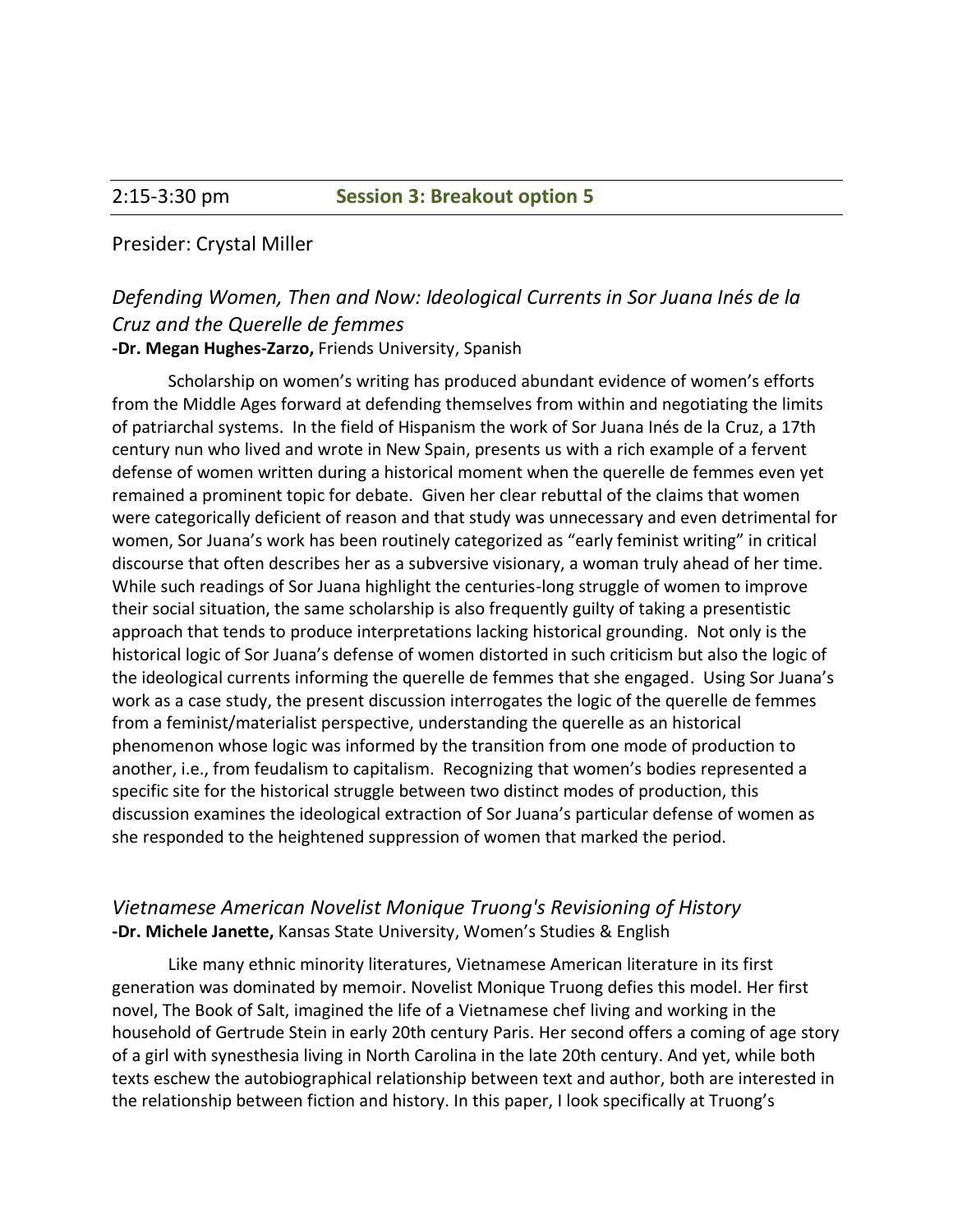## 2:15-3:30 pm **Session 3: Breakout option 5**

Presider: Crystal Miller

### *Defending Women, Then and Now: Ideological Currents in Sor Juana Inés de la Cruz and the Querelle de femmes*

**-Dr. Megan Hughes-Zarzo,** Friends University, Spanish

Scholarship on women's writing has produced abundant evidence of women's efforts from the Middle Ages forward at defending themselves from within and negotiating the limits of patriarchal systems. In the field of Hispanism the work of Sor Juana Inés de la Cruz, a 17th century nun who lived and wrote in New Spain, presents us with a rich example of a fervent defense of women written during a historical moment when the querelle de femmes even yet remained a prominent topic for debate. Given her clear rebuttal of the claims that women were categorically deficient of reason and that study was unnecessary and even detrimental for women, Sor Juana's work has been routinely categorized as "early feminist writing" in critical discourse that often describes her as a subversive visionary, a woman truly ahead of her time. While such readings of Sor Juana highlight the centuries-long struggle of women to improve their social situation, the same scholarship is also frequently guilty of taking a presentistic approach that tends to produce interpretations lacking historical grounding. Not only is the historical logic of Sor Juana's defense of women distorted in such criticism but also the logic of the ideological currents informing the querelle de femmes that she engaged. Using Sor Juana's work as a case study, the present discussion interrogates the logic of the querelle de femmes from a feminist/materialist perspective, understanding the querelle as an historical phenomenon whose logic was informed by the transition from one mode of production to another, i.e., from feudalism to capitalism. Recognizing that women's bodies represented a specific site for the historical struggle between two distinct modes of production, this discussion examines the ideological extraction of Sor Juana's particular defense of women as she responded to the heightened suppression of women that marked the period.

### *Vietnamese American Novelist Monique Truong's Revisioning of History*

**-Dr. Michele Janette,** Kansas State University, Women's Studies & English

Like many ethnic minority literatures, Vietnamese American literature in its first generation was dominated by memoir. Novelist Monique Truong defies this model. Her first novel, The Book of Salt, imagined the life of a Vietnamese chef living and working in the household of Gertrude Stein in early 20th century Paris. Her second offers a coming of age story of a girl with synesthesia living in North Carolina in the late 20th century. And yet, while both texts eschew the autobiographical relationship between text and author, both are interested in the relationship between fiction and history. In this paper, I look specifically at Truong's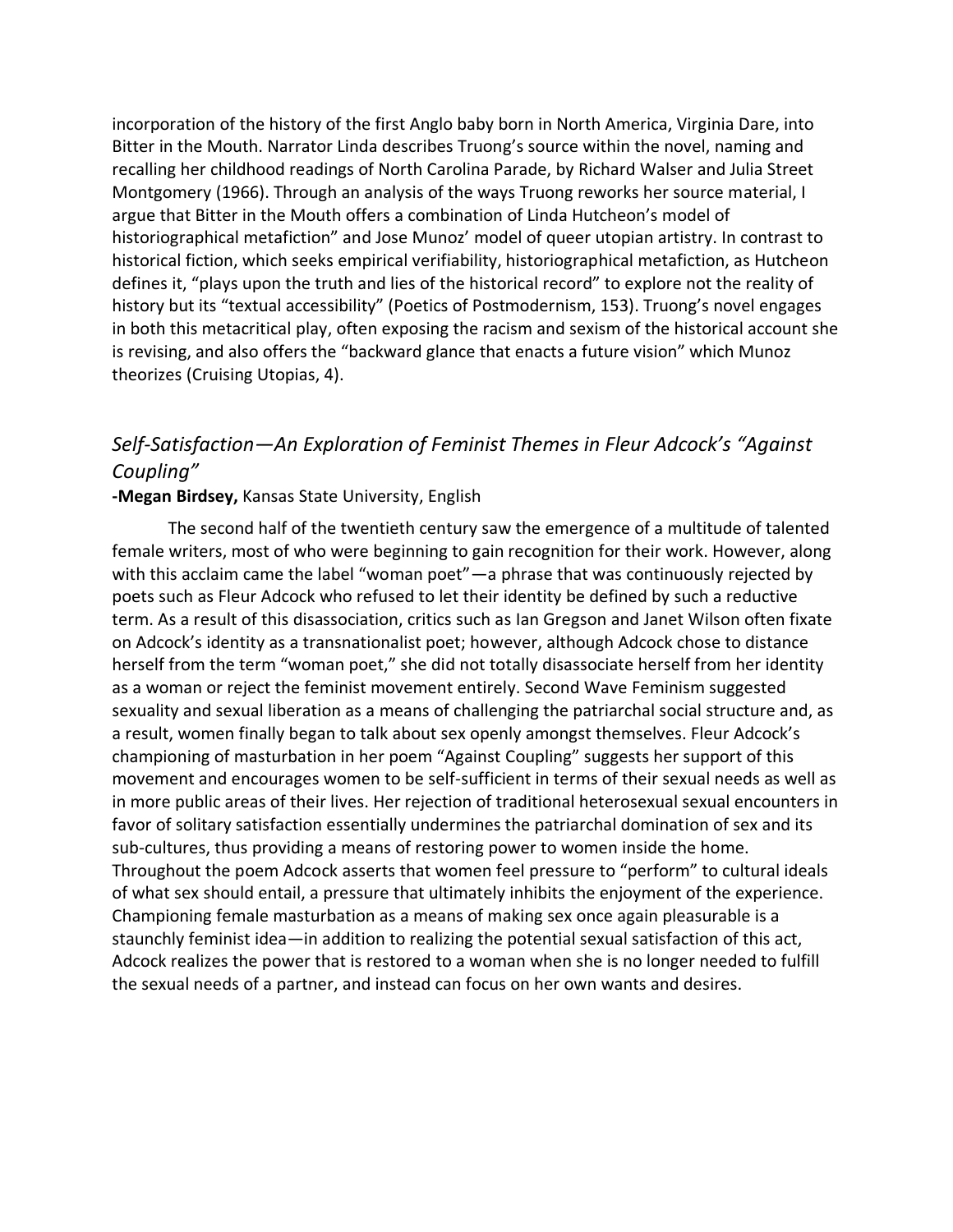incorporation of the history of the first Anglo baby born in North America, Virginia Dare, into Bitter in the Mouth. Narrator Linda describes Truong's source within the novel, naming and recalling her childhood readings of North Carolina Parade, by Richard Walser and Julia Street Montgomery (1966). Through an analysis of the ways Truong reworks her source material, I argue that Bitter in the Mouth offers a combination of Linda Hutcheon's model of historiographical metafiction" and Jose Munoz' model of queer utopian artistry. In contrast to historical fiction, which seeks empirical verifiability, historiographical metafiction, as Hutcheon defines it, "plays upon the truth and lies of the historical record" to explore not the reality of history but its "textual accessibility" (Poetics of Postmodernism, 153). Truong's novel engages in both this metacritical play, often exposing the racism and sexism of the historical account she is revising, and also offers the "backward glance that enacts a future vision" which Munoz theorizes (Cruising Utopias, 4).

## *Self-Satisfaction—An Exploration of Feminist Themes in Fleur Adcock's "Against Coupling"*

**-Megan Birdsey,** Kansas State University, English

The second half of the twentieth century saw the emergence of a multitude of talented female writers, most of who were beginning to gain recognition for their work. However, along with this acclaim came the label "woman poet"—a phrase that was continuously rejected by poets such as Fleur Adcock who refused to let their identity be defined by such a reductive term. As a result of this disassociation, critics such as Ian Gregson and Janet Wilson often fixate on Adcock's identity as a transnationalist poet; however, although Adcock chose to distance herself from the term "woman poet," she did not totally disassociate herself from her identity as a woman or reject the feminist movement entirely. Second Wave Feminism suggested sexuality and sexual liberation as a means of challenging the patriarchal social structure and, as a result, women finally began to talk about sex openly amongst themselves. Fleur Adcock's championing of masturbation in her poem "Against Coupling" suggests her support of this movement and encourages women to be self-sufficient in terms of their sexual needs as well as in more public areas of their lives. Her rejection of traditional heterosexual sexual encounters in favor of solitary satisfaction essentially undermines the patriarchal domination of sex and its sub-cultures, thus providing a means of restoring power to women inside the home. Throughout the poem Adcock asserts that women feel pressure to "perform" to cultural ideals of what sex should entail, a pressure that ultimately inhibits the enjoyment of the experience. Championing female masturbation as a means of making sex once again pleasurable is a staunchly feminist idea—in addition to realizing the potential sexual satisfaction of this act, Adcock realizes the power that is restored to a woman when she is no longer needed to fulfill the sexual needs of a partner, and instead can focus on her own wants and desires.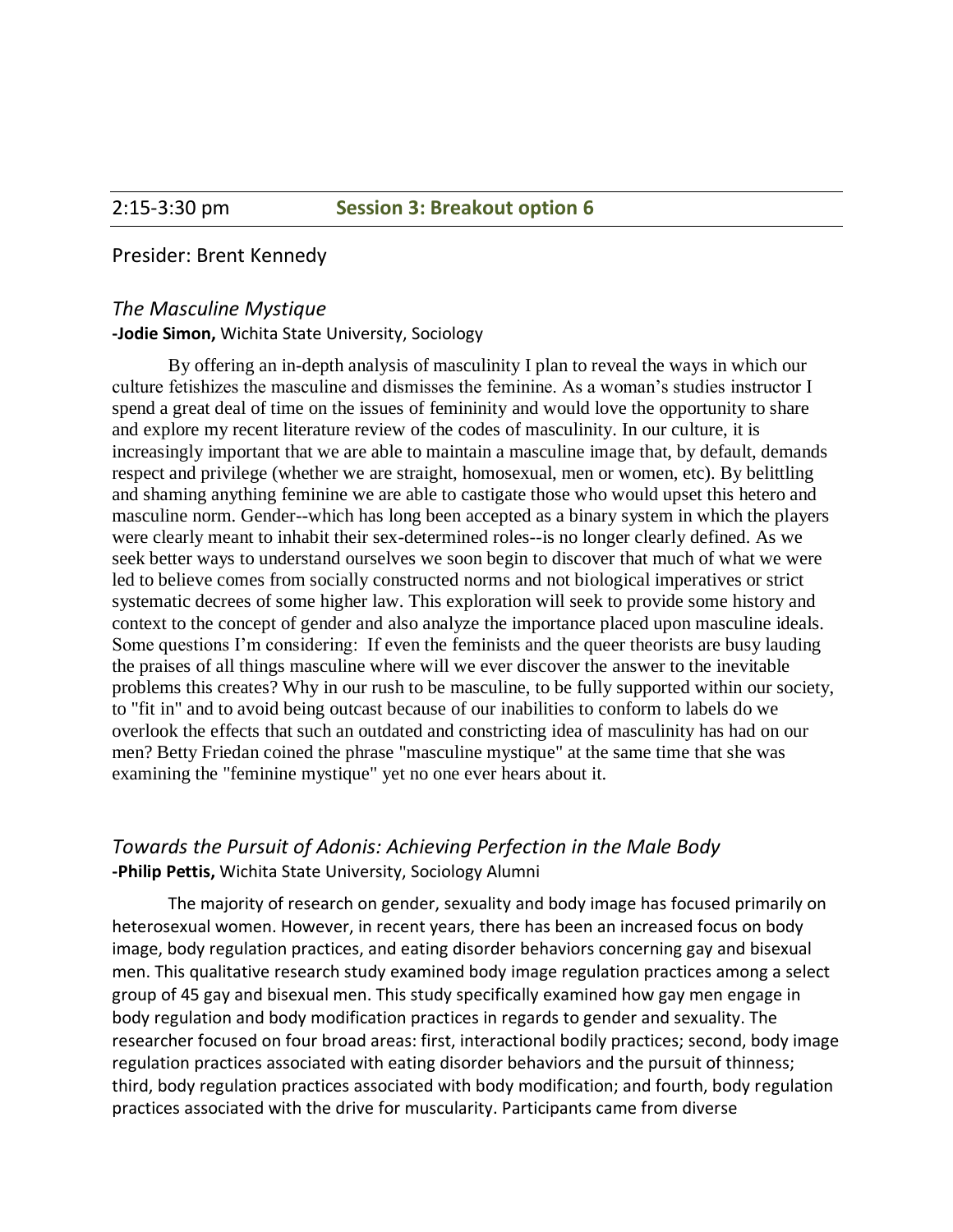2:15-3:30 pm **Session 3: Breakout option 6**

Presider: Brent Kennedy

### *The Masculine Mystique*

**-Jodie Simon,** Wichita State University, Sociology

By offering an in-depth analysis of masculinity I plan to reveal the ways in which our culture fetishizes the masculine and dismisses the feminine. As a woman's studies instructor I spend a great deal of time on the issues of femininity and would love the opportunity to share and explore my recent literature review of the codes of masculinity. In our culture, it is increasingly important that we are able to maintain a masculine image that, by default, demands respect and privilege (whether we are straight, homosexual, men or women, etc). By belittling and shaming anything feminine we are able to castigate those who would upset this hetero and masculine norm. Gender--which has long been accepted as a binary system in which the players were clearly meant to inhabit their sex-determined roles--is no longer clearly defined. As we seek better ways to understand ourselves we soon begin to discover that much of what we were led to believe comes from socially constructed norms and not biological imperatives or strict systematic decrees of some higher law. This exploration will seek to provide some history and context to the concept of gender and also analyze the importance placed upon masculine ideals. Some questions I'm considering: If even the feminists and the queer theorists are busy lauding the praises of all things masculine where will we ever discover the answer to the inevitable problems this creates? Why in our rush to be masculine, to be fully supported within our society, to "fit in" and to avoid being outcast because of our inabilities to conform to labels do we overlook the effects that such an outdated and constricting idea of masculinity has had on our men? Betty Friedan coined the phrase "masculine mystique" at the same time that she was examining the "feminine mystique" yet no one ever hears about it.

### *Towards the Pursuit of Adonis: Achieving Perfection in the Male Body*

**-Philip Pettis,** Wichita State University, Sociology Alumni

The majority of research on gender, sexuality and body image has focused primarily on heterosexual women. However, in recent years, there has been an increased focus on body image, body regulation practices, and eating disorder behaviors concerning gay and bisexual men. This qualitative research study examined body image regulation practices among a select group of 45 gay and bisexual men. This study specifically examined how gay men engage in body regulation and body modification practices in regards to gender and sexuality. The researcher focused on four broad areas: first, interactional bodily practices; second, body image regulation practices associated with eating disorder behaviors and the pursuit of thinness; third, body regulation practices associated with body modification; and fourth, body regulation practices associated with the drive for muscularity. Participants came from diverse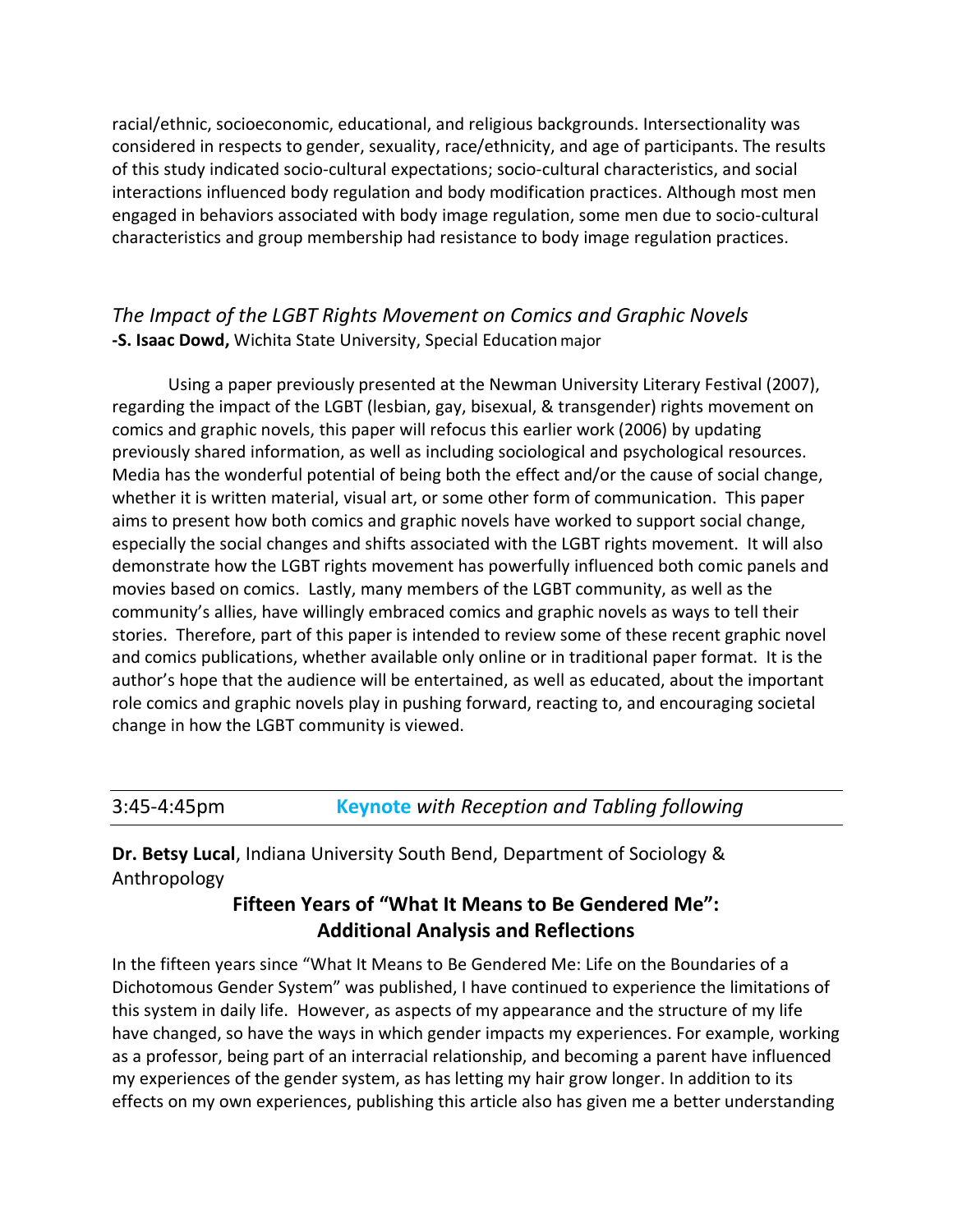racial/ethnic, socioeconomic, educational, and religious backgrounds. Intersectionality was considered in respects to gender, sexuality, race/ethnicity, and age of participants. The results of this study indicated socio-cultural expectations; socio-cultural characteristics, and social interactions influenced body regulation and body modification practices. Although most men engaged in behaviors associated with body image regulation, some men due to socio-cultural characteristics and group membership had resistance to body image regulation practices.

### *The Impact of the LGBT Rights Movement on Comics and Graphic Novels*

**-S. Isaac Dowd,** Wichita State University, Special Education major

Using a paper previously presented at the Newman University Literary Festival (2007), regarding the impact of the LGBT (lesbian, gay, bisexual, & transgender) rights movement on comics and graphic novels, this paper will refocus this earlier work (2006) by updating previously shared information, as well as including sociological and psychological resources. Media has the wonderful potential of being both the effect and/or the cause of social change, whether it is written material, visual art, or some other form of communication. This paper aims to present how both comics and graphic novels have worked to support social change, especially the social changes and shifts associated with the LGBT rights movement. It will also demonstrate how the LGBT rights movement has powerfully influenced both comic panels and movies based on comics. Lastly, many members of the LGBT community, as well as the community's allies, have willingly embraced comics and graphic novels as ways to tell their stories. Therefore, part of this paper is intended to review some of these recent graphic novel and comics publications, whether available only online or in traditional paper format. It is the author's hope that the audience will be entertained, as well as educated, about the important role comics and graphic novels play in pushing forward, reacting to, and encouraging societal change in how the LGBT community is viewed.

---

## 3:45-4:45pm Keynote *with Reception and Tabling following*

---

**Dr. Betsy Lucal**, Indiana University South Bend, Department of Sociology & Anthropology

### Fifteen Years of "What It Means to Be Gendered Me": Additional Analysis and Reflections

In the fifteen years since "What It Means to Be Gendered Me: Life on the Boundaries of a Dichotomous Gender System" was published, I have continued to experience the limitations of this system in daily life. However, as aspects of my appearance and the structure of my life have changed, so have the ways in which gender impacts my experiences. For example, working as a professor, being part of an interracial relationship, and becoming a parent have influenced my experiences of the gender system, as has letting my hair grow longer. In addition to its effects on my own experiences, publishing this article also has given me a better understanding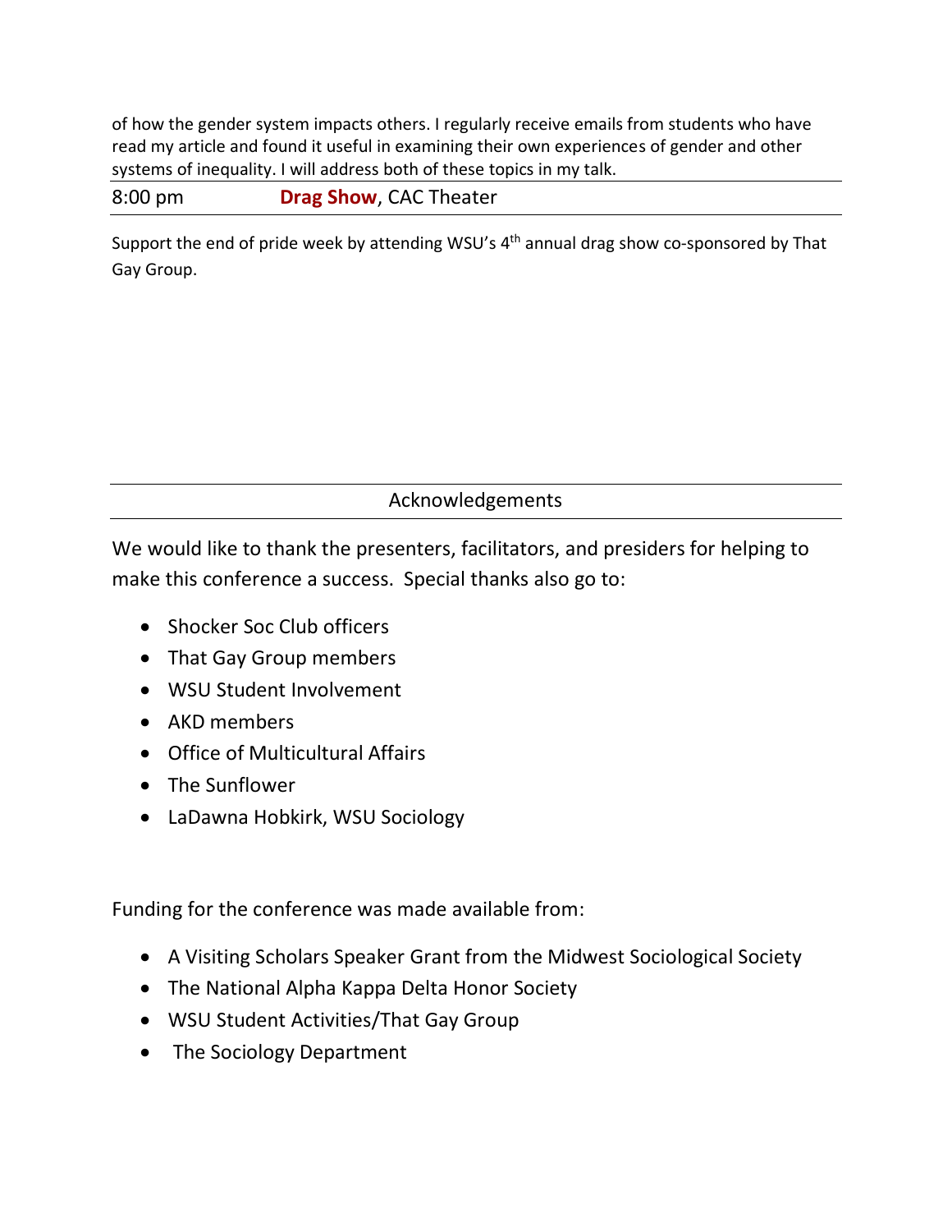of how the gender system impacts others. I regularly receive emails from students who have read my article and found it useful in examining their own experiences of gender and other systems of inequality. I will address both of these topics in my talk.

8:00 pm **Drag Show**, CAC Theater

Support the end of pride week by attending WSU's 4th annual drag show co-sponsored by That Gay Group.

## Acknowledgements

We would like to thank the presenters, facilitators, and presiders for helping to make this conference a success. Special thanks also go to:

- Shocker Soc Club officers
- That Gay Group members
- WSU Student Involvement
- AKD members
- Office of Multicultural Affairs
- The Sunflower
- LaDawna Hobkirk, WSU Sociology

Funding for the conference was made available from:

- A Visiting Scholars Speaker Grant from the Midwest Sociological Society
- The National Alpha Kappa Delta Honor Society
- WSU Student Activities/That Gay Group
- The Sociology Department